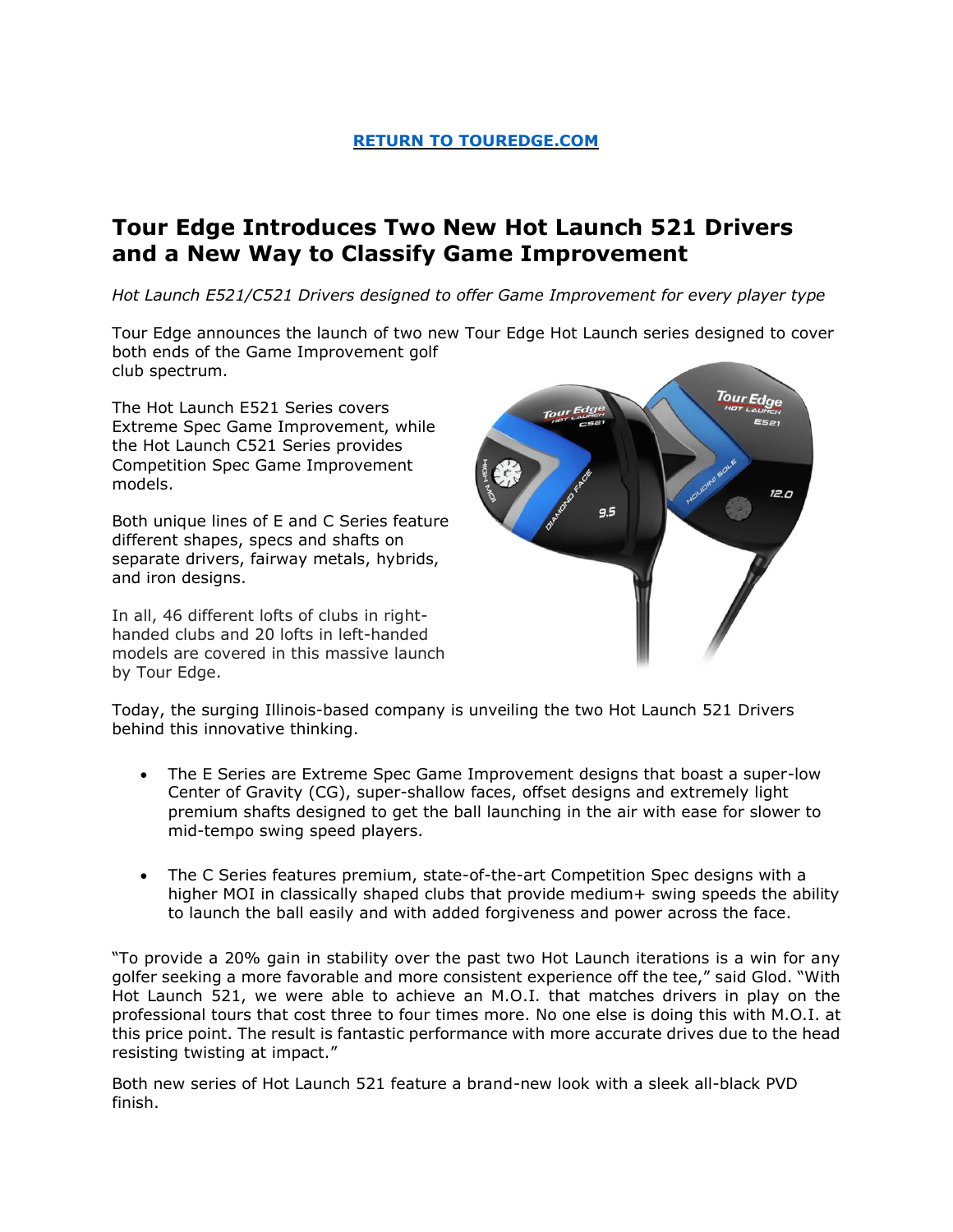[RETURN TO TOUREDGE.COM](https://touredge.com)

# Tour Edge Introduces Two New Hot Launch 521 Drivers and a New Way to Classify Game Improvement

*Hot Launch E521/C521 Drivers designed to offer Game Improvement for every player type*

Tour Edge announces the launch of two new Tour Edge Hot Launch series designed to cover both ends of the Game Improvement golf club spectrum.

The Hot Launch E521 Series covers Extreme Spec Game Improvement, while the Hot Launch C521 Series provides Competition Spec Game Improvement models.

Both unique lines of E and C Series feature different shapes, specs and shafts on separate drivers, fairway metals, hybrids, and iron designs.

In all, 46 different lofts of clubs in right-handed clubs and 20 lofts in left-handed models are covered in this massive launch by Tour Edge.

Today, the surging Illinois-based company is unveiling the two Hot Launch 521 Drivers behind this innovative thinking.

- The E Series are Extreme Spec Game Improvement designs that boast a super-low Center of Gravity (CG), super-shallow faces, offset designs and extremely light premium shafts designed to get the ball launching in the air with ease for slower to mid-tempo swing speed players.

- The C Series features premium, state-of-the-art Competition Spec designs with a higher MOI in classically shaped clubs that provide medium+ swing speeds the ability to launch the ball easily and with added forgiveness and power across the face.

"To provide a 20% gain in stability over the past two Hot Launch iterations is a win for any golfer seeking a more favorable and more consistent experience off the tee," said Glod. "With Hot Launch 521, we were able to achieve an M.O.I. that matches drivers in play on the professional tours that cost three to four times more. No one else is doing this with M.O.I. at this price point. The result is fantastic performance with more accurate drives due to the head resisting twisting at impact."

Both new series of Hot Launch 521 feature a brand-new look with a sleek all-black PVD finish.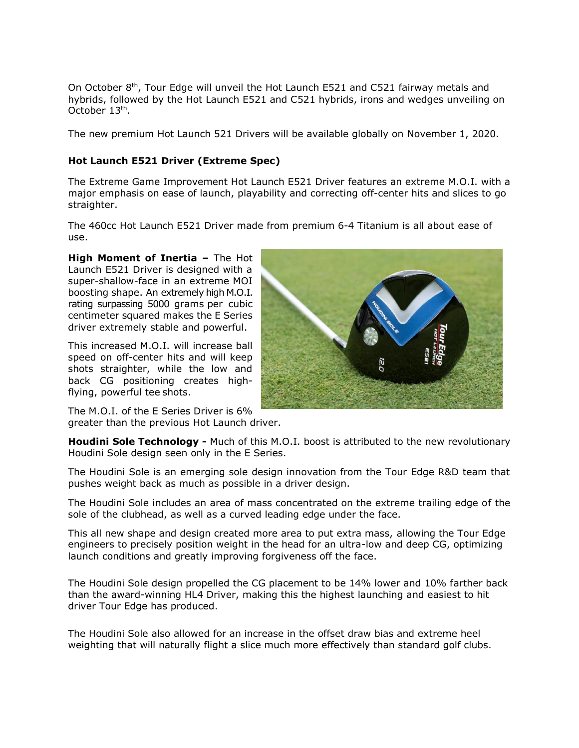On October 8th, Tour Edge will unveil the Hot Launch E521 and C521 fairway metals and hybrids, followed by the Hot Launch E521 and C521 hybrids, irons and wedges unveiling on October 13th.

The new premium Hot Launch 521 Drivers will be available globally on November 1, 2020.

**Hot Launch E521 Driver (Extreme Spec)**

The Extreme Game Improvement Hot Launch E521 Driver features an extreme M.O.I. with a major emphasis on ease of launch, playability and correcting off-center hits and slices to go straighter.

The 460cc Hot Launch E521 Driver made from premium 6-4 Titanium is all about ease of use.

**High Moment of Inertia –** The Hot Launch E521 Driver is designed with a super-shallow-face in an extreme MOI boosting shape. An extremely high M.O.I. rating surpassing 5000 grams per cubic centimeter squared makes the E Series driver extremely stable and powerful.

This increased M.O.I. will increase ball speed on off-center hits and will keep shots straighter, while the low and back CG positioning creates high-flying, powerful tee shots.

The M.O.I. of the E Series Driver is 6% greater than the previous Hot Launch driver.

**Houdini Sole Technology -** Much of this M.O.I. boost is attributed to the new revolutionary Houdini Sole design seen only in the E Series.

The Houdini Sole is an emerging sole design innovation from the Tour Edge R&D team that pushes weight back as much as possible in a driver design.

The Houdini Sole includes an area of mass concentrated on the extreme trailing edge of the sole of the clubhead, as well as a curved leading edge under the face.

This all new shape and design created more area to put extra mass, allowing the Tour Edge engineers to precisely position weight in the head for an ultra-low and deep CG, optimizing launch conditions and greatly improving forgiveness off the face.

The Houdini Sole design propelled the CG placement to be 14% lower and 10% farther back than the award-winning HL4 Driver, making this the highest launching and easiest to hit driver Tour Edge has produced.

The Houdini Sole also allowed for an increase in the offset draw bias and extreme heel weighting that will naturally flight a slice much more effectively than standard golf clubs.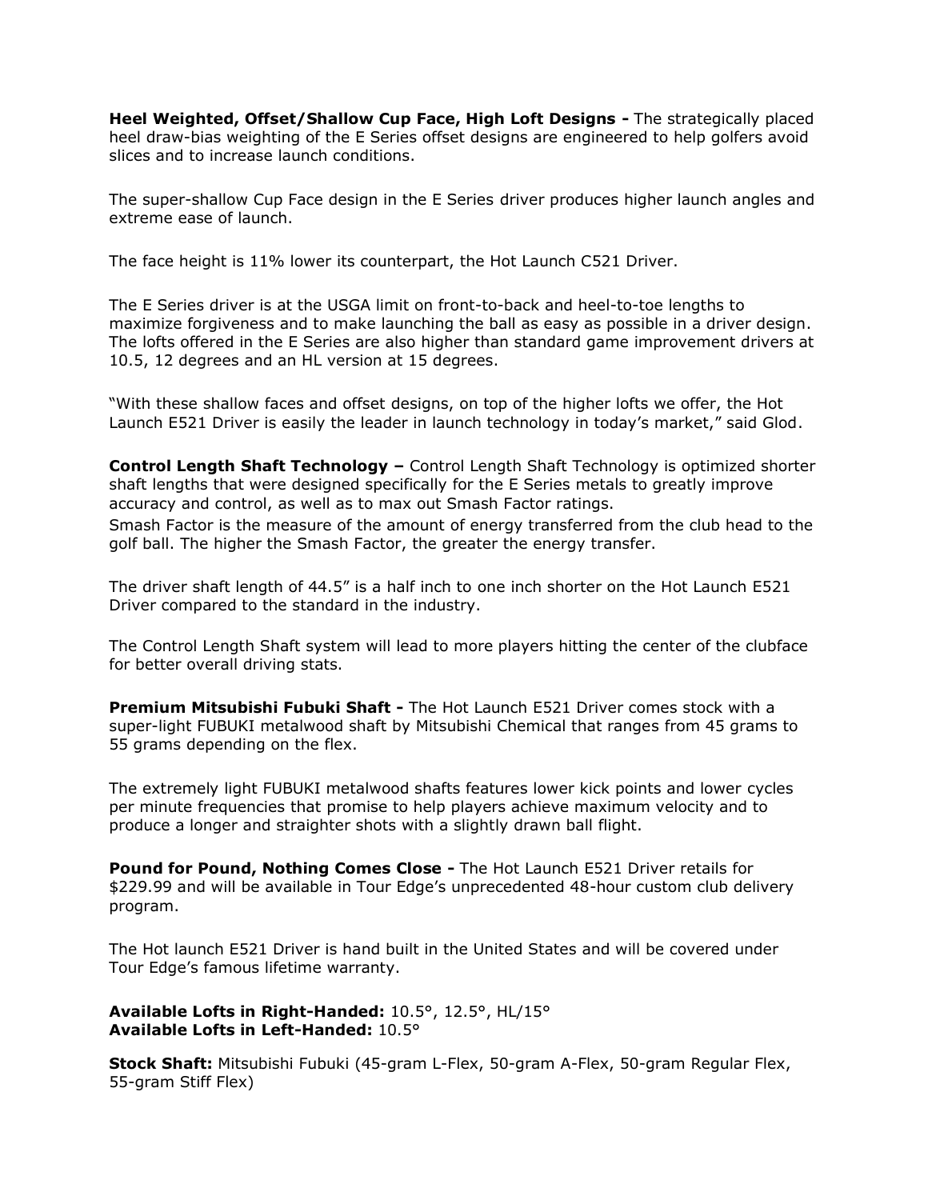**Heel Weighted, Offset/Shallow Cup Face, High Loft Designs -** The strategically placed heel draw-bias weighting of the E Series offset designs are engineered to help golfers avoid slices and to increase launch conditions.

The super-shallow Cup Face design in the E Series driver produces higher launch angles and extreme ease of launch.

The face height is 11% lower its counterpart, the Hot Launch C521 Driver.

The E Series driver is at the USGA limit on front-to-back and heel-to-toe lengths to maximize forgiveness and to make launching the ball as easy as possible in a driver design. The lofts offered in the E Series are also higher than standard game improvement drivers at 10.5, 12 degrees and an HL version at 15 degrees.

"With these shallow faces and offset designs, on top of the higher lofts we offer, the Hot Launch E521 Driver is easily the leader in launch technology in today's market," said Glod.

**Control Length Shaft Technology –** Control Length Shaft Technology is optimized shorter shaft lengths that were designed specifically for the E Series metals to greatly improve accuracy and control, as well as to max out Smash Factor ratings.
Smash Factor is the measure of the amount of energy transferred from the club head to the golf ball. The higher the Smash Factor, the greater the energy transfer.

The driver shaft length of 44.5" is a half inch to one inch shorter on the Hot Launch E521 Driver compared to the standard in the industry.

The Control Length Shaft system will lead to more players hitting the center of the clubface for better overall driving stats.

**Premium Mitsubishi Fubuki Shaft -** The Hot Launch E521 Driver comes stock with a super-light FUBUKI metalwood shaft by Mitsubishi Chemical that ranges from 45 grams to 55 grams depending on the flex.

The extremely light FUBUKI metalwood shafts features lower kick points and lower cycles per minute frequencies that promise to help players achieve maximum velocity and to produce a longer and straighter shots with a slightly drawn ball flight.

**Pound for Pound, Nothing Comes Close -** The Hot Launch E521 Driver retails for $229.99 and will be available in Tour Edge's unprecedented 48-hour custom club delivery program.

The Hot launch E521 Driver is hand built in the United States and will be covered under Tour Edge's famous lifetime warranty.

**Available Lofts in Right-Handed:** 10.5°, 12.5°, HL/15°
**Available Lofts in Left-Handed:** 10.5°

**Stock Shaft:** Mitsubishi Fubuki (45-gram L-Flex, 50-gram A-Flex, 50-gram Regular Flex, 55-gram Stiff Flex)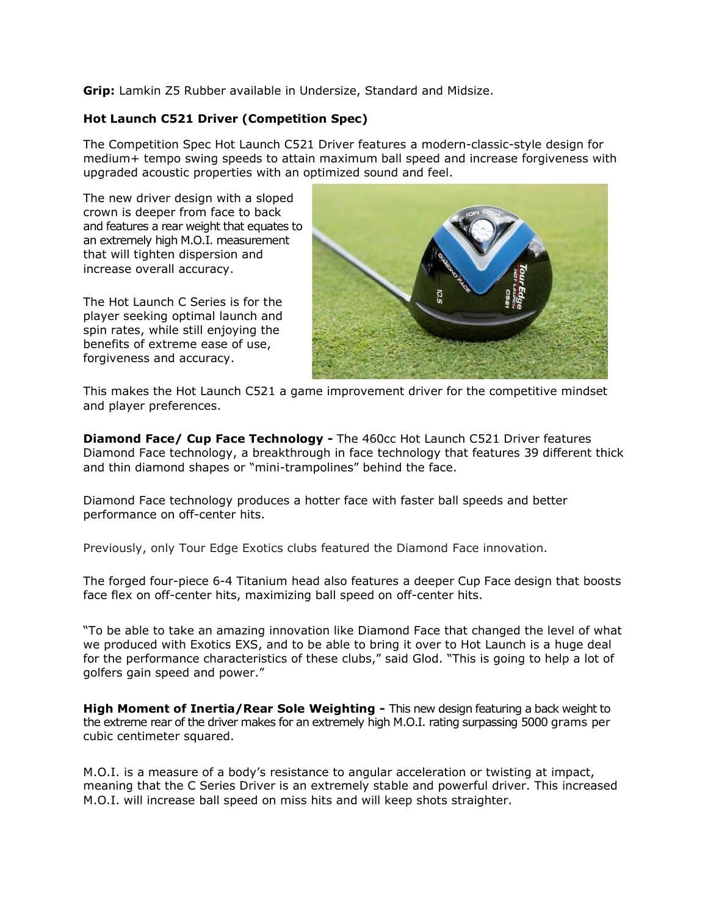**Grip:** Lamkin Z5 Rubber available in Undersize, Standard and Midsize.

**Hot Launch C521 Driver (Competition Spec)**

The Competition Spec Hot Launch C521 Driver features a modern-classic-style design for medium+ tempo swing speeds to attain maximum ball speed and increase forgiveness with upgraded acoustic properties with an optimized sound and feel.

The new driver design with a sloped crown is deeper from face to back and features a rear weight that equates to an extremely high M.O.I. measurement that will tighten dispersion and increase overall accuracy.

The Hot Launch C Series is for the player seeking optimal launch and spin rates, while still enjoying the benefits of extreme ease of use, forgiveness and accuracy.

This makes the Hot Launch C521 a game improvement driver for the competitive mindset and player preferences.

**Diamond Face/ Cup Face Technology -** The 460cc Hot Launch C521 Driver features Diamond Face technology, a breakthrough in face technology that features 39 different thick and thin diamond shapes or "mini-trampolines" behind the face.

Diamond Face technology produces a hotter face with faster ball speeds and better performance on off-center hits.

Previously, only Tour Edge Exotics clubs featured the Diamond Face innovation.

The forged four-piece 6-4 Titanium head also features a deeper Cup Face design that boosts face flex on off-center hits, maximizing ball speed on off-center hits.

"To be able to take an amazing innovation like Diamond Face that changed the level of what we produced with Exotics EXS, and to be able to bring it over to Hot Launch is a huge deal for the performance characteristics of these clubs," said Glod. "This is going to help a lot of golfers gain speed and power."

**High Moment of Inertia/Rear Sole Weighting -** This new design featuring a back weight to the extreme rear of the driver makes for an extremely high M.O.I. rating surpassing 5000 grams per cubic centimeter squared.

M.O.I. is a measure of a body's resistance to angular acceleration or twisting at impact, meaning that the C Series Driver is an extremely stable and powerful driver. This increased M.O.I. will increase ball speed on miss hits and will keep shots straighter.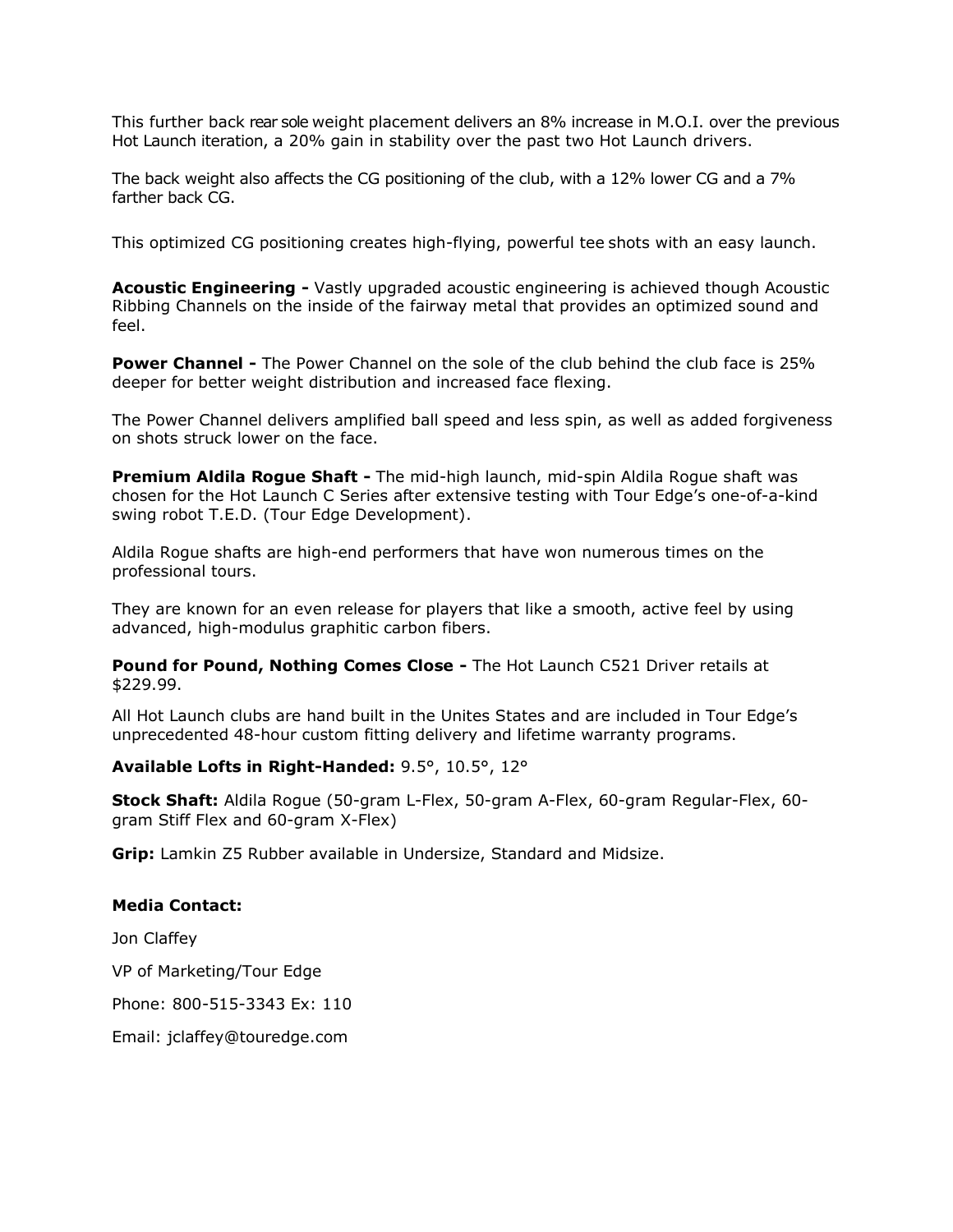This further back rear sole weight placement delivers an 8% increase in M.O.I. over the previous Hot Launch iteration, a 20% gain in stability over the past two Hot Launch drivers.

The back weight also affects the CG positioning of the club, with a 12% lower CG and a 7% farther back CG.

This optimized CG positioning creates high-flying, powerful tee shots with an easy launch.

**Acoustic Engineering -** Vastly upgraded acoustic engineering is achieved though Acoustic Ribbing Channels on the inside of the fairway metal that provides an optimized sound and feel.

**Power Channel -** The Power Channel on the sole of the club behind the club face is 25% deeper for better weight distribution and increased face flexing.

The Power Channel delivers amplified ball speed and less spin, as well as added forgiveness on shots struck lower on the face.

**Premium Aldila Rogue Shaft -** The mid-high launch, mid-spin Aldila Rogue shaft was chosen for the Hot Launch C Series after extensive testing with Tour Edge's one-of-a-kind swing robot T.E.D. (Tour Edge Development).

Aldila Rogue shafts are high-end performers that have won numerous times on the professional tours.

They are known for an even release for players that like a smooth, active feel by using advanced, high-modulus graphitic carbon fibers.

**Pound for Pound, Nothing Comes Close -** The Hot Launch C521 Driver retails at $229.99.

All Hot Launch clubs are hand built in the Unites States and are included in Tour Edge's unprecedented 48-hour custom fitting delivery and lifetime warranty programs.

**Available Lofts in Right-Handed:** 9.5°, 10.5°, 12°

**Stock Shaft:** Aldila Rogue (50-gram L-Flex, 50-gram A-Flex, 60-gram Regular-Flex, 60-gram Stiff Flex and 60-gram X-Flex)

**Grip:** Lamkin Z5 Rubber available in Undersize, Standard and Midsize.

**Media Contact:**

Jon Claffey

VP of Marketing/Tour Edge

Phone: 800-515-3343 Ex: 110

Email: jclaffey@touredge.com